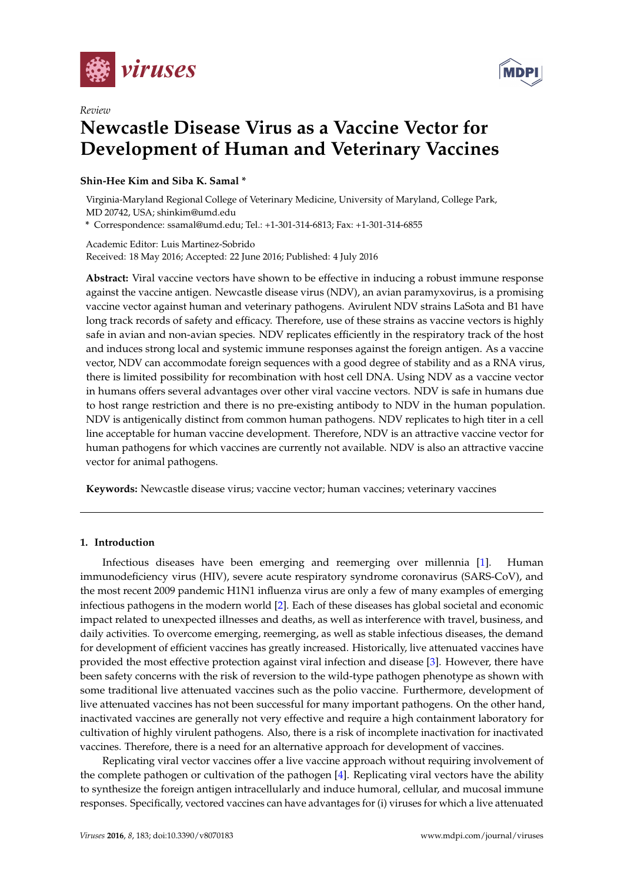Review

# Newcastle Disease Virus as a Vaccine Vector for Development of Human and Veterinary Vaccines

**Shin-Hee Kim and Siba K. Samal ***

Virginia-Maryland Regional College of Veterinary Medicine, University of Maryland, College Park, MD 20742, USA; shinkim@umd.edu

* Correspondence: ssamal@umd.edu; Tel.: +1-301-314-6813; Fax: +1-301-314-6855

Academic Editor: Luis Martinez-Sobrido

Received: 18 May 2016; Accepted: 22 June 2016; Published: 4 July 2016

**Abstract:** Viral vaccine vectors have shown to be effective in inducing a robust immune response against the vaccine antigen. Newcastle disease virus (NDV), an avian paramyxovirus, is a promising vaccine vector against human and veterinary pathogens. Avirulent NDV strains LaSota and B1 have long track records of safety and efficacy. Therefore, use of these strains as vaccine vectors is highly safe in avian and non-avian species. NDV replicates efficiently in the respiratory track of the host and induces strong local and systemic immune responses against the foreign antigen. As a vaccine vector, NDV can accommodate foreign sequences with a good degree of stability and as a RNA virus, there is limited possibility for recombination with host cell DNA. Using NDV as a vaccine vector in humans offers several advantages over other viral vaccine vectors. NDV is safe in humans due to host range restriction and there is no pre-existing antibody to NDV in the human population. NDV is antigenically distinct from common human pathogens. NDV replicates to high titer in a cell line acceptable for human vaccine development. Therefore, NDV is an attractive vaccine vector for human pathogens for which vaccines are currently not available. NDV is also an attractive vaccine vector for animal pathogens.

**Keywords:** Newcastle disease virus; vaccine vector; human vaccines; veterinary vaccines

## 1. Introduction

Infectious diseases have been emerging and reemerging over millennia [1]. Human immunodeficiency virus (HIV), severe acute respiratory syndrome coronavirus (SARS-CoV), and the most recent 2009 pandemic H1N1 influenza virus are only a few of many examples of emerging infectious pathogens in the modern world [2]. Each of these diseases has global societal and economic impact related to unexpected illnesses and deaths, as well as interference with travel, business, and daily activities. To overcome emerging, reemerging, as well as stable infectious diseases, the demand for development of efficient vaccines has greatly increased. Historically, live attenuated vaccines have provided the most effective protection against viral infection and disease [3]. However, there have been safety concerns with the risk of reversion to the wild-type pathogen phenotype as shown with some traditional live attenuated vaccines such as the polio vaccine. Furthermore, development of live attenuated vaccines has not been successful for many important pathogens. On the other hand, inactivated vaccines are generally not very effective and require a high containment laboratory for cultivation of highly virulent pathogens. Also, there is a risk of incomplete inactivation for inactivated vaccines. Therefore, there is a need for an alternative approach for development of vaccines.

Replicating viral vector vaccines offer a live vaccine approach without requiring involvement of the complete pathogen or cultivation of the pathogen [4]. Replicating viral vectors have the ability to synthesize the foreign antigen intracellularly and induce humoral, cellular, and mucosal immune responses. Specifically, vectored vaccines can have advantages for (i) viruses for which a live attenuated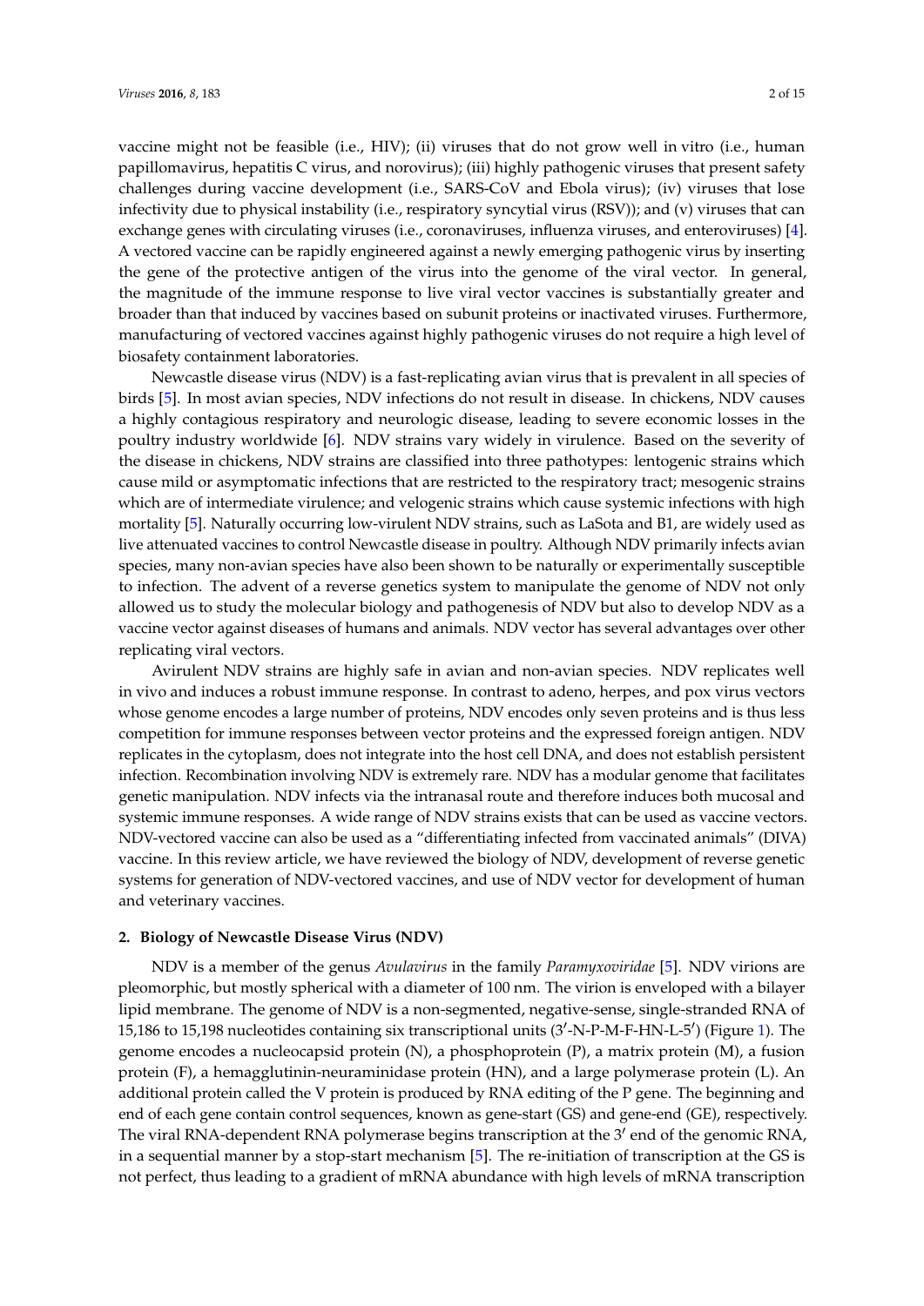vaccine might not be feasible (i.e., HIV); (ii) viruses that do not grow well in vitro (i.e., human papillomavirus, hepatitis C virus, and norovirus); (iii) highly pathogenic viruses that present safety challenges during vaccine development (i.e., SARS-CoV and Ebola virus); (iv) viruses that lose infectivity due to physical instability (i.e., respiratory syncytial virus (RSV)); and (v) viruses that can exchange genes with circulating viruses (i.e., coronaviruses, influenza viruses, and enteroviruses) [4]. A vectored vaccine can be rapidly engineered against a newly emerging pathogenic virus by inserting the gene of the protective antigen of the virus into the genome of the viral vector. In general, the magnitude of the immune response to live viral vector vaccines is substantially greater and broader than that induced by vaccines based on subunit proteins or inactivated viruses. Furthermore, manufacturing of vectored vaccines against highly pathogenic viruses do not require a high level of biosafety containment laboratories.

Newcastle disease virus (NDV) is a fast-replicating avian virus that is prevalent in all species of birds [5]. In most avian species, NDV infections do not result in disease. In chickens, NDV causes a highly contagious respiratory and neurologic disease, leading to severe economic losses in the poultry industry worldwide [6]. NDV strains vary widely in virulence. Based on the severity of the disease in chickens, NDV strains are classified into three pathotypes: lentogenic strains which cause mild or asymptomatic infections that are restricted to the respiratory tract; mesogenic strains which are of intermediate virulence; and velogenic strains which cause systemic infections with high mortality [5]. Naturally occurring low-virulent NDV strains, such as LaSota and B1, are widely used as live attenuated vaccines to control Newcastle disease in poultry. Although NDV primarily infects avian species, many non-avian species have also been shown to be naturally or experimentally susceptible to infection. The advent of a reverse genetics system to manipulate the genome of NDV not only allowed us to study the molecular biology and pathogenesis of NDV but also to develop NDV as a vaccine vector against diseases of humans and animals. NDV vector has several advantages over other replicating viral vectors.

Avirulent NDV strains are highly safe in avian and non-avian species. NDV replicates well in vivo and induces a robust immune response. In contrast to adeno, herpes, and pox virus vectors whose genome encodes a large number of proteins, NDV encodes only seven proteins and is thus less competition for immune responses between vector proteins and the expressed foreign antigen. NDV replicates in the cytoplasm, does not integrate into the host cell DNA, and does not establish persistent infection. Recombination involving NDV is extremely rare. NDV has a modular genome that facilitates genetic manipulation. NDV infects via the intranasal route and therefore induces both mucosal and systemic immune responses. A wide range of NDV strains exists that can be used as vaccine vectors. NDV-vectored vaccine can also be used as a "differentiating infected from vaccinated animals" (DIVA) vaccine. In this review article, we have reviewed the biology of NDV, development of reverse genetic systems for generation of NDV-vectored vaccines, and use of NDV vector for development of human and veterinary vaccines.

## 2. Biology of Newcastle Disease Virus (NDV)

NDV is a member of the genus *Avulavirus* in the family *Paramyxoviridae* [5]. NDV virions are pleomorphic, but mostly spherical with a diameter of 100 nm. The virion is enveloped with a bilayer lipid membrane. The genome of NDV is a non-segmented, negative-sense, single-stranded RNA of 15,186 to 15,198 nucleotides containing six transcriptional units (3′-N-P-M-F-HN-L-5′) (Figure 1). The genome encodes a nucleocapsid protein (N), a phosphoprotein (P), a matrix protein (M), a fusion protein (F), a hemagglutinin-neuraminidase protein (HN), and a large polymerase protein (L). An additional protein called the V protein is produced by RNA editing of the P gene. The beginning and end of each gene contain control sequences, known as gene-start (GS) and gene-end (GE), respectively. The viral RNA-dependent RNA polymerase begins transcription at the 3′ end of the genomic RNA, in a sequential manner by a stop-start mechanism [5]. The re-initiation of transcription at the GS is not perfect, thus leading to a gradient of mRNA abundance with high levels of mRNA transcription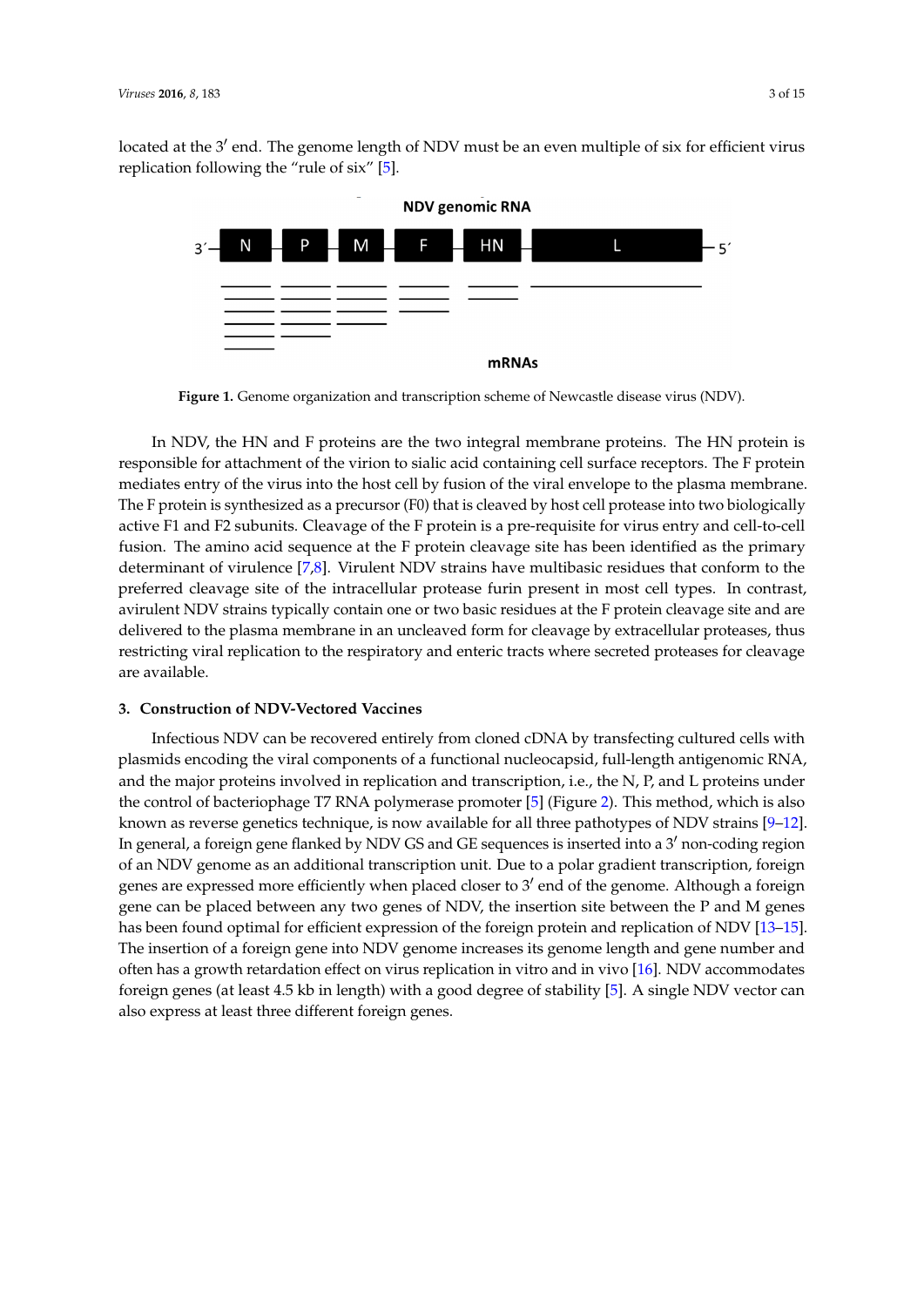located at the 3′ end. The genome length of NDV must be an even multiple of six for efficient virus replication following the "rule of six" [5].

**Figure 1.** Genome organization and transcription scheme of Newcastle disease virus (NDV).

In NDV, the HN and F proteins are the two integral membrane proteins. The HN protein is responsible for attachment of the virion to sialic acid containing cell surface receptors. The F protein mediates entry of the virus into the host cell by fusion of the viral envelope to the plasma membrane. The F protein is synthesized as a precursor (F0) that is cleaved by host cell protease into two biologically active F1 and F2 subunits. Cleavage of the F protein is a pre-requisite for virus entry and cell-to-cell fusion. The amino acid sequence at the F protein cleavage site has been identified as the primary determinant of virulence [7,8]. Virulent NDV strains have multibasic residues that conform to the preferred cleavage site of the intracellular protease furin present in most cell types. In contrast, avirulent NDV strains typically contain one or two basic residues at the F protein cleavage site and are delivered to the plasma membrane in an uncleaved form for cleavage by extracellular proteases, thus restricting viral replication to the respiratory and enteric tracts where secreted proteases for cleavage are available.

## 3. Construction of NDV-Vectored Vaccines

Infectious NDV can be recovered entirely from cloned cDNA by transfecting cultured cells with plasmids encoding the viral components of a functional nucleocapsid, full-length antigenomic RNA, and the major proteins involved in replication and transcription, i.e., the N, P, and L proteins under the control of bacteriophage T7 RNA polymerase promoter [5] (Figure 2). This method, which is also known as reverse genetics technique, is now available for all three pathotypes of NDV strains [9–12]. In general, a foreign gene flanked by NDV GS and GE sequences is inserted into a 3′ non-coding region of an NDV genome as an additional transcription unit. Due to a polar gradient transcription, foreign genes are expressed more efficiently when placed closer to 3′ end of the genome. Although a foreign gene can be placed between any two genes of NDV, the insertion site between the P and M genes has been found optimal for efficient expression of the foreign protein and replication of NDV [13–15]. The insertion of a foreign gene into NDV genome increases its genome length and gene number and often has a growth retardation effect on virus replication in vitro and in vivo [16]. NDV accommodates foreign genes (at least 4.5 kb in length) with a good degree of stability [5]. A single NDV vector can also express at least three different foreign genes.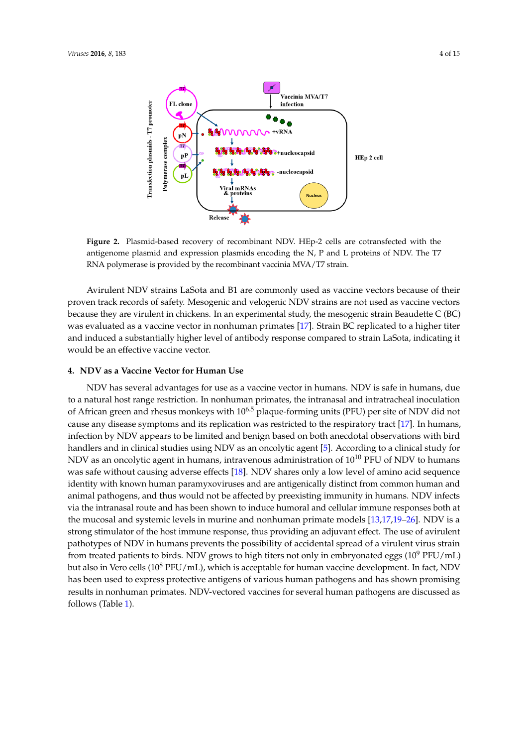**Figure 2.** Plasmid-based recovery of recombinant NDV. HEp-2 cells are cotransfected with the antigenome plasmid and expression plasmids encoding the N, P and L proteins of NDV. The T7 RNA polymerase is provided by the recombinant vaccinia MVA/T7 strain.

Avirulent NDV strains LaSota and B1 are commonly used as vaccine vectors because of their proven track records of safety. Mesogenic and velogenic NDV strains are not used as vaccine vectors because they are virulent in chickens. In an experimental study, the mesogenic strain Beaudette C (BC) was evaluated as a vaccine vector in nonhuman primates [17]. Strain BC replicated to a higher titer and induced a substantially higher level of antibody response compared to strain LaSota, indicating it would be an effective vaccine vector.

## 4. NDV as a Vaccine Vector for Human Use

NDV has several advantages for use as a vaccine vector in humans. NDV is safe in humans, due to a natural host range restriction. In nonhuman primates, the intranasal and intratracheal inoculation of African green and rhesus monkeys with $10^{6.5}$ plaque-forming units (PFU) per site of NDV did not cause any disease symptoms and its replication was restricted to the respiratory tract [17]. In humans, infection by NDV appears to be limited and benign based on both anecdotal observations with bird handlers and in clinical studies using NDV as an oncolytic agent [5]. According to a clinical study for NDV as an oncolytic agent in humans, intravenous administration of $10^{10}$ PFU of NDV to humans was safe without causing adverse effects [18]. NDV shares only a low level of amino acid sequence identity with known human paramyxoviruses and are antigenically distinct from common human and animal pathogens, and thus would not be affected by preexisting immunity in humans. NDV infects via the intranasal route and has been shown to induce humoral and cellular immune responses both at the mucosal and systemic levels in murine and nonhuman primate models [13,17,19–26]. NDV is a strong stimulator of the host immune response, thus providing an adjuvant effect. The use of avirulent pathotypes of NDV in humans prevents the possibility of accidental spread of a virulent virus strain from treated patients to birds. NDV grows to high titers not only in embryonated eggs ($10^9$ PFU/mL) but also in Vero cells ($10^8$ PFU/mL), which is acceptable for human vaccine development. In fact, NDV has been used to express protective antigens of various human pathogens and has shown promising results in nonhuman primates. NDV-vectored vaccines for several human pathogens are discussed as follows (Table 1).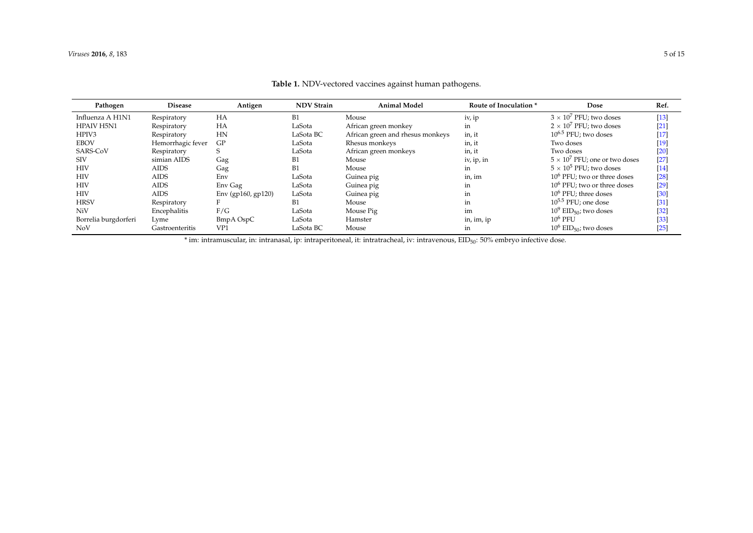**Table 1.** NDV-vectored vaccines against human pathogens.

| Pathogen | Disease | Antigen | NDV Strain | Animal Model | Route of Inoculation * | Dose | Ref. |
|---|---|---|---|---|---|---|---|
| Influenza A H1N1 | Respiratory | HA | B1 | Mouse | iv, ip | $3 \times 10^7$ PFU; two doses | [13] |
| HPAIV H5N1 | Respiratory | HA | LaSota | African green monkey | in | $2 \times 10^7$ PFU; two doses | [21] |
| HPIV3 | Respiratory | HN | LaSota BC | African green and rhesus monkeys | in, it | $10^{6.5}$ PFU; two doses | [17] |
| EBOV | Hemorrhagic fever | GP | LaSota | Rhesus monkeys | in, it | Two doses | [19] |
| SARS-CoV | Respiratory | S | LaSota | African green monkeys | in, it | Two doses | [20] |
| SIV | simian AIDS | Gag | B1 | Mouse | iv, ip, in | $5 \times 10^7$ PFU; one or two doses | [27] |
| HIV | AIDS | Gag | B1 | Mouse | in | $5 \times 10^5$ PFU; two doses | [14] |
| HIV | AIDS | Env | LaSota | Guinea pig | in, im | $10^6$ PFU; two or three doses | [28] |
| HIV | AIDS | Env Gag | LaSota | Guinea pig | in | $10^6$ PFU; two or three doses | [29] |
| HIV | AIDS | Env (gp160, gp120) | LaSota | Guinea pig | in | $10^6$ PFU; three doses | [30] |
| HRSV | Respiratory | F | B1 | Mouse | in | $10^{5.5}$ PFU; one dose | [31] |
| NiV | Encephalitis | F/G | LaSota | Mouse Pig | im | $10^9$ $EID_{50}$; two doses | [32] |
| Borrelia burgdorferi | Lyme | BmpA OspC | LaSota | Hamster | in, im, ip | $10^6$ PFU | [33] |
| NoV | Gastroenteritis | VP1 | LaSota BC | Mouse | in | $10^6$ $EID_{50}$; two doses | [25] |

\* im: intramuscular, in: intranasal, ip: intraperitoneal, it: intratracheal, iv: intravenous, $EID_{50}$: 50% embryo infective dose.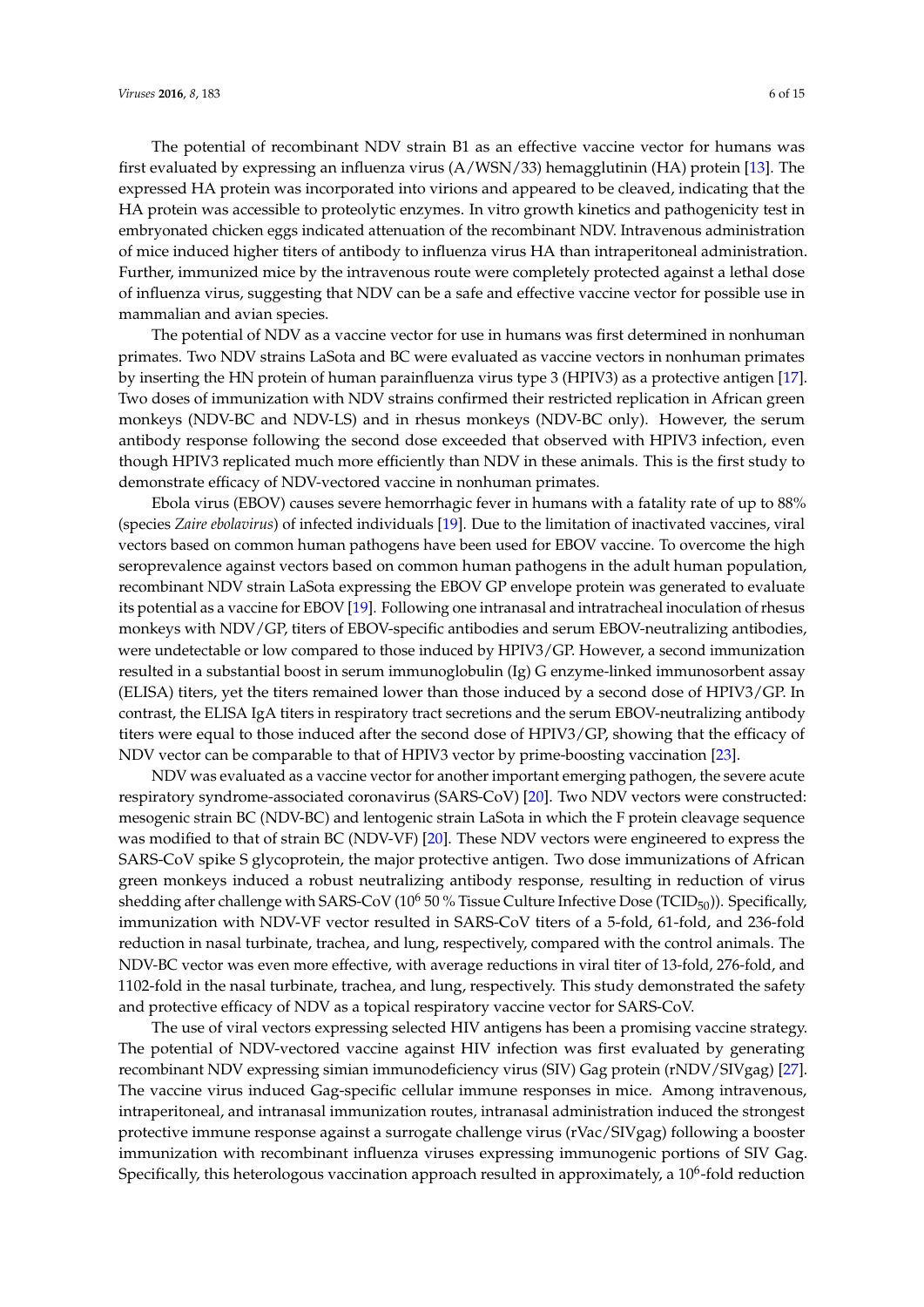The potential of recombinant NDV strain B1 as an effective vaccine vector for humans was first evaluated by expressing an influenza virus (A/WSN/33) hemagglutinin (HA) protein [13]. The expressed HA protein was incorporated into virions and appeared to be cleaved, indicating that the HA protein was accessible to proteolytic enzymes. In vitro growth kinetics and pathogenicity test in embryonated chicken eggs indicated attenuation of the recombinant NDV. Intravenous administration of mice induced higher titers of antibody to influenza virus HA than intraperitoneal administration. Further, immunized mice by the intravenous route were completely protected against a lethal dose of influenza virus, suggesting that NDV can be a safe and effective vaccine vector for possible use in mammalian and avian species.

The potential of NDV as a vaccine vector for use in humans was first determined in nonhuman primates. Two NDV strains LaSota and BC were evaluated as vaccine vectors in nonhuman primates by inserting the HN protein of human parainfluenza virus type 3 (HPIV3) as a protective antigen [17]. Two doses of immunization with NDV strains confirmed their restricted replication in African green monkeys (NDV-BC and NDV-LS) and in rhesus monkeys (NDV-BC only). However, the serum antibody response following the second dose exceeded that observed with HPIV3 infection, even though HPIV3 replicated much more efficiently than NDV in these animals. This is the first study to demonstrate efficacy of NDV-vectored vaccine in nonhuman primates.

Ebola virus (EBOV) causes severe hemorrhagic fever in humans with a fatality rate of up to 88% (species *Zaire ebolavirus*) of infected individuals [19]. Due to the limitation of inactivated vaccines, viral vectors based on common human pathogens have been used for EBOV vaccine. To overcome the high seroprevalence against vectors based on common human pathogens in the adult human population, recombinant NDV strain LaSota expressing the EBOV GP envelope protein was generated to evaluate its potential as a vaccine for EBOV [19]. Following one intranasal and intratracheal inoculation of rhesus monkeys with NDV/GP, titers of EBOV-specific antibodies and serum EBOV-neutralizing antibodies, were undetectable or low compared to those induced by HPIV3/GP. However, a second immunization resulted in a substantial boost in serum immunoglobulin (Ig) G enzyme-linked immunosorbent assay (ELISA) titers, yet the titers remained lower than those induced by a second dose of HPIV3/GP. In contrast, the ELISA IgA titers in respiratory tract secretions and the serum EBOV-neutralizing antibody titers were equal to those induced after the second dose of HPIV3/GP, showing that the efficacy of NDV vector can be comparable to that of HPIV3 vector by prime-boosting vaccination [23].

NDV was evaluated as a vaccine vector for another important emerging pathogen, the severe acute respiratory syndrome-associated coronavirus (SARS-CoV) [20]. Two NDV vectors were constructed: mesogenic strain BC (NDV-BC) and lentogenic strain LaSota in which the F protein cleavage sequence was modified to that of strain BC (NDV-VF) [20]. These NDV vectors were engineered to express the SARS-CoV spike S glycoprotein, the major protective antigen. Two dose immunizations of African green monkeys induced a robust neutralizing antibody response, resulting in reduction of virus shedding after challenge with SARS-CoV ($10^6$ 50 % Tissue Culture Infective Dose ($TCID_{50}$)). Specifically, immunization with NDV-VF vector resulted in SARS-CoV titers of a 5-fold, 61-fold, and 236-fold reduction in nasal turbinate, trachea, and lung, respectively, compared with the control animals. The NDV-BC vector was even more effective, with average reductions in viral titer of 13-fold, 276-fold, and 1102-fold in the nasal turbinate, trachea, and lung, respectively. This study demonstrated the safety and protective efficacy of NDV as a topical respiratory vaccine vector for SARS-CoV.

The use of viral vectors expressing selected HIV antigens has been a promising vaccine strategy. The potential of NDV-vectored vaccine against HIV infection was first evaluated by generating recombinant NDV expressing simian immunodeficiency virus (SIV) Gag protein (rNDV/SIVgag) [27]. The vaccine virus induced Gag-specific cellular immune responses in mice. Among intravenous, intraperitoneal, and intranasal immunization routes, intranasal administration induced the strongest protective immune response against a surrogate challenge virus (rVac/SIVgag) following a booster immunization with recombinant influenza viruses expressing immunogenic portions of SIV Gag. Specifically, this heterologous vaccination approach resulted in approximately, a $10^6$-fold reduction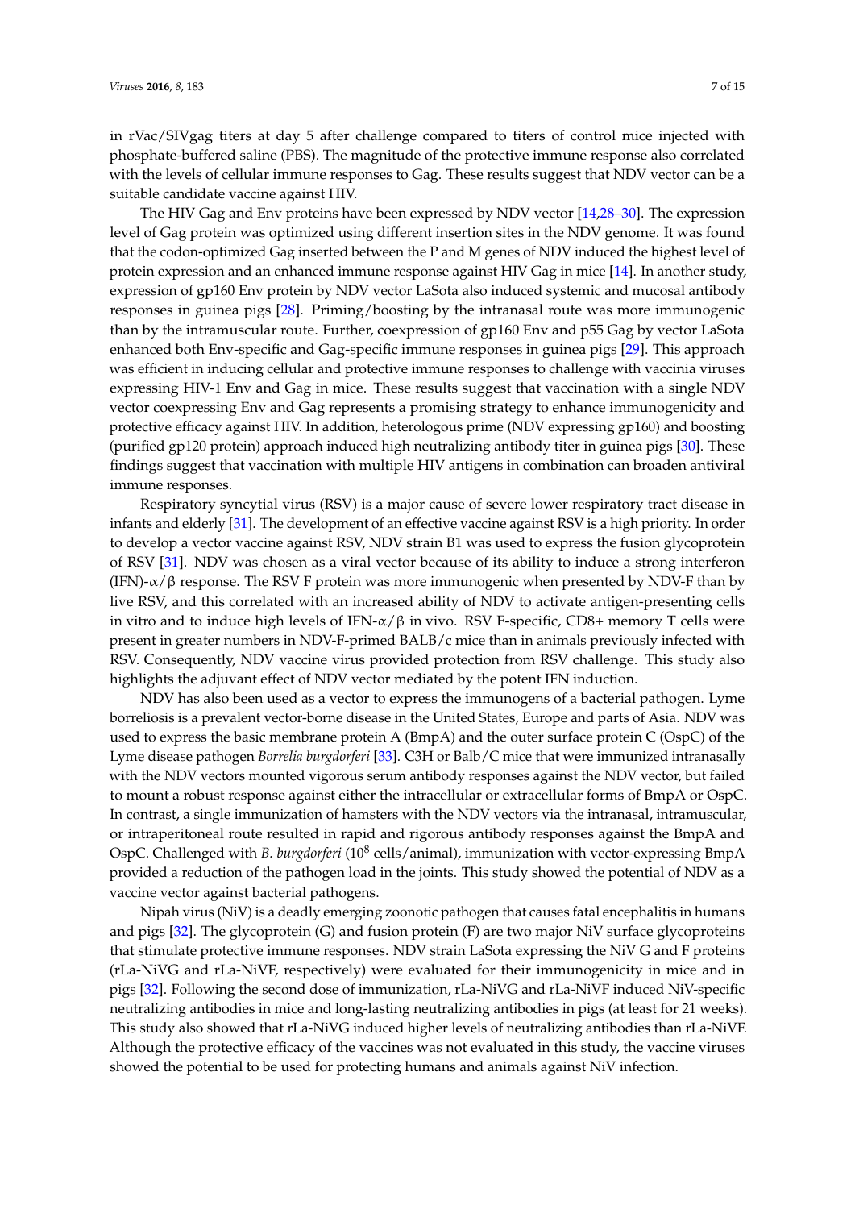in rVac/SIVgag titers at day 5 after challenge compared to titers of control mice injected with phosphate-buffered saline (PBS). The magnitude of the protective immune response also correlated with the levels of cellular immune responses to Gag. These results suggest that NDV vector can be a suitable candidate vaccine against HIV.

The HIV Gag and Env proteins have been expressed by NDV vector [14,28–30]. The expression level of Gag protein was optimized using different insertion sites in the NDV genome. It was found that the codon-optimized Gag inserted between the P and M genes of NDV induced the highest level of protein expression and an enhanced immune response against HIV Gag in mice [14]. In another study, expression of gp160 Env protein by NDV vector LaSota also induced systemic and mucosal antibody responses in guinea pigs [28]. Priming/boosting by the intranasal route was more immunogenic than by the intramuscular route. Further, coexpression of gp160 Env and p55 Gag by vector LaSota enhanced both Env-specific and Gag-specific immune responses in guinea pigs [29]. This approach was efficient in inducing cellular and protective immune responses to challenge with vaccinia viruses expressing HIV-1 Env and Gag in mice. These results suggest that vaccination with a single NDV vector coexpressing Env and Gag represents a promising strategy to enhance immunogenicity and protective efficacy against HIV. In addition, heterologous prime (NDV expressing gp160) and boosting (purified gp120 protein) approach induced high neutralizing antibody titer in guinea pigs [30]. These findings suggest that vaccination with multiple HIV antigens in combination can broaden antiviral immune responses.

Respiratory syncytial virus (RSV) is a major cause of severe lower respiratory tract disease in infants and elderly [31]. The development of an effective vaccine against RSV is a high priority. In order to develop a vector vaccine against RSV, NDV strain B1 was used to express the fusion glycoprotein of RSV [31]. NDV was chosen as a viral vector because of its ability to induce a strong interferon (IFN)-$\alpha/\beta$ response. The RSV F protein was more immunogenic when presented by NDV-F than by live RSV, and this correlated with an increased ability of NDV to activate antigen-presenting cells in vitro and to induce high levels of IFN-$\alpha/\beta$ in vivo. RSV F-specific, CD8+ memory T cells were present in greater numbers in NDV-F-primed BALB/c mice than in animals previously infected with RSV. Consequently, NDV vaccine virus provided protection from RSV challenge. This study also highlights the adjuvant effect of NDV vector mediated by the potent IFN induction.

NDV has also been used as a vector to express the immunogens of a bacterial pathogen. Lyme borreliosis is a prevalent vector-borne disease in the United States, Europe and parts of Asia. NDV was used to express the basic membrane protein A (BmpA) and the outer surface protein C (OspC) of the Lyme disease pathogen *Borrelia burgdorferi* [33]. C3H or Balb/C mice that were immunized intranasally with the NDV vectors mounted vigorous serum antibody responses against the NDV vector, but failed to mount a robust response against either the intracellular or extracellular forms of BmpA or OspC. In contrast, a single immunization of hamsters with the NDV vectors via the intranasal, intramuscular, or intraperitoneal route resulted in rapid and rigorous antibody responses against the BmpA and OspC. Challenged with *B. burgdorferi* ($10^8$ cells/animal), immunization with vector-expressing BmpA provided a reduction of the pathogen load in the joints. This study showed the potential of NDV as a vaccine vector against bacterial pathogens.

Nipah virus (NiV) is a deadly emerging zoonotic pathogen that causes fatal encephalitis in humans and pigs [32]. The glycoprotein (G) and fusion protein (F) are two major NiV surface glycoproteins that stimulate protective immune responses. NDV strain LaSota expressing the NiV G and F proteins (rLa-NiVG and rLa-NiVF, respectively) were evaluated for their immunogenicity in mice and in pigs [32]. Following the second dose of immunization, rLa-NiVG and rLa-NiVF induced NiV-specific neutralizing antibodies in mice and long-lasting neutralizing antibodies in pigs (at least for 21 weeks). This study also showed that rLa-NiVG induced higher levels of neutralizing antibodies than rLa-NiVF. Although the protective efficacy of the vaccines was not evaluated in this study, the vaccine viruses showed the potential to be used for protecting humans and animals against NiV infection.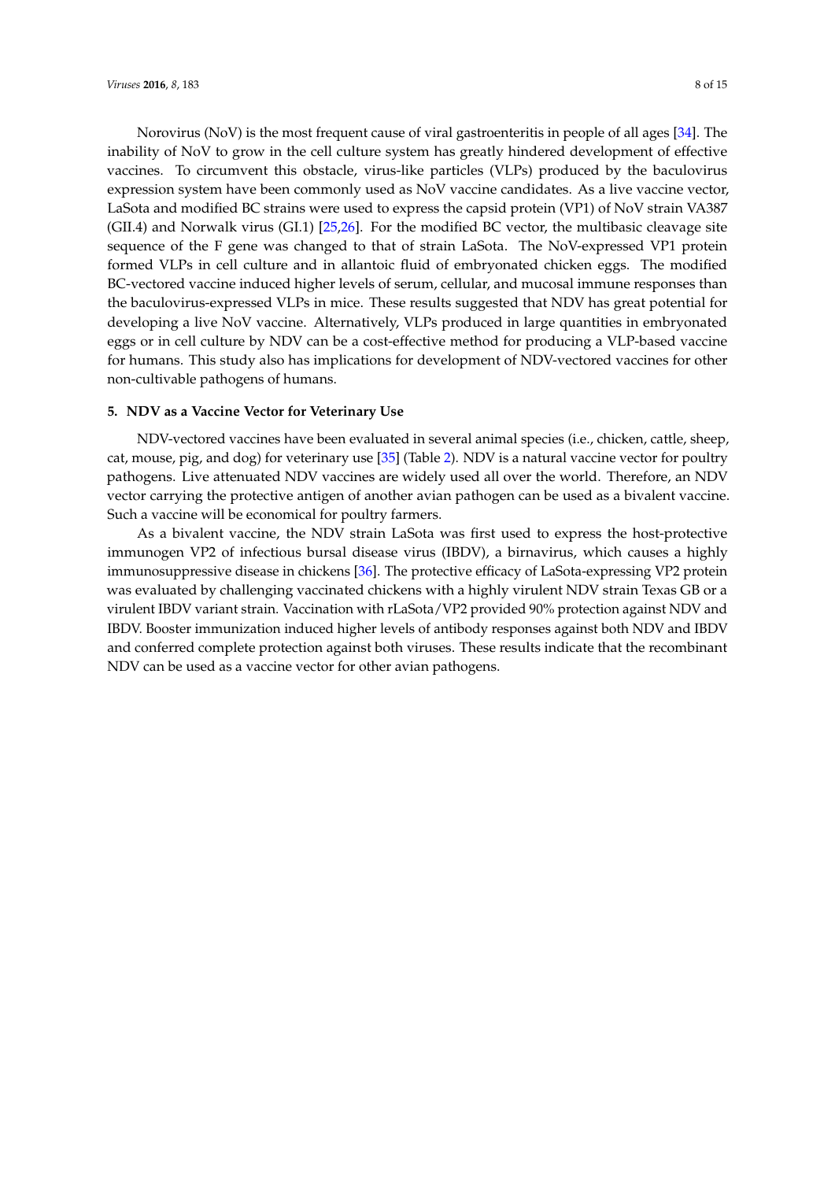Norovirus (NoV) is the most frequent cause of viral gastroenteritis in people of all ages [34]. The inability of NoV to grow in the cell culture system has greatly hindered development of effective vaccines. To circumvent this obstacle, virus-like particles (VLPs) produced by the baculovirus expression system have been commonly used as NoV vaccine candidates. As a live vaccine vector, LaSota and modified BC strains were used to express the capsid protein (VP1) of NoV strain VA387 (GII.4) and Norwalk virus (GI.1) [25,26]. For the modified BC vector, the multibasic cleavage site sequence of the F gene was changed to that of strain LaSota. The NoV-expressed VP1 protein formed VLPs in cell culture and in allantoic fluid of embryonated chicken eggs. The modified BC-vectored vaccine induced higher levels of serum, cellular, and mucosal immune responses than the baculovirus-expressed VLPs in mice. These results suggested that NDV has great potential for developing a live NoV vaccine. Alternatively, VLPs produced in large quantities in embryonated eggs or in cell culture by NDV can be a cost-effective method for producing a VLP-based vaccine for humans. This study also has implications for development of NDV-vectored vaccines for other non-cultivable pathogens of humans.

## 5. NDV as a Vaccine Vector for Veterinary Use

NDV-vectored vaccines have been evaluated in several animal species (i.e., chicken, cattle, sheep, cat, mouse, pig, and dog) for veterinary use [35] (Table 2). NDV is a natural vaccine vector for poultry pathogens. Live attenuated NDV vaccines are widely used all over the world. Therefore, an NDV vector carrying the protective antigen of another avian pathogen can be used as a bivalent vaccine. Such a vaccine will be economical for poultry farmers.

As a bivalent vaccine, the NDV strain LaSota was first used to express the host-protective immunogen VP2 of infectious bursal disease virus (IBDV), a birnavirus, which causes a highly immunosuppressive disease in chickens [36]. The protective efficacy of LaSota-expressing VP2 protein was evaluated by challenging vaccinated chickens with a highly virulent NDV strain Texas GB or a virulent IBDV variant strain. Vaccination with rLaSota/VP2 provided 90% protection against NDV and IBDV. Booster immunization induced higher levels of antibody responses against both NDV and IBDV and conferred complete protection against both viruses. These results indicate that the recombinant NDV can be used as a vaccine vector for other avian pathogens.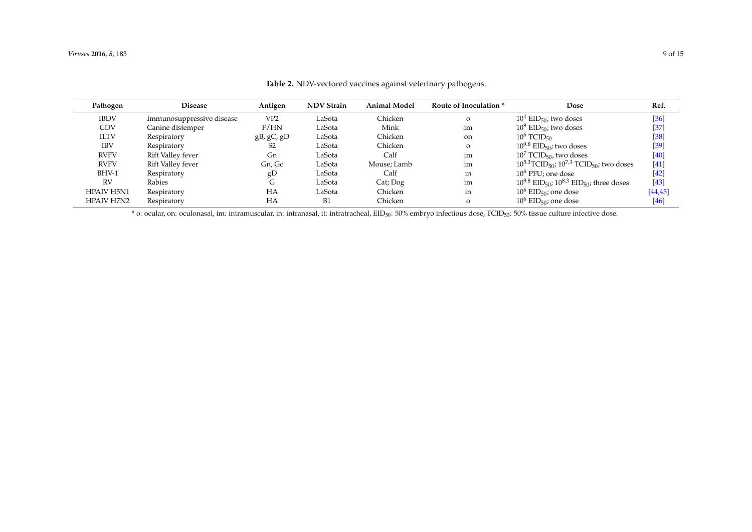**Table 2.** NDV-vectored vaccines against veterinary pathogens.

| Pathogen | Disease | Antigen | NDV Strain | Animal Model | Route of Inoculation * | Dose | Ref. |
|---|---|---|---|---|---|---|---|
| IBDV | Immunosuppressive disease | VP2 | LaSota | Chicken | o | $10^4$ $EID_{50}$; two doses | [36] |
| CDV | Canine distemper | F/HN | LaSota | Mink | im | $10^9$ $EID_{50}$; two doses | [37] |
| ILTV | Respiratory | gB, gC, gD | LaSota | Chicken | on | $10^6$ $TCID_{50}$ | [38] |
| IBV | Respiratory | S2 | LaSota | Chicken | o | $10^{9.8}$ $EID_{50}$; two doses | [39] |
| RVFV | Rift Valley fever | Gn | LaSota | Calf | im | $10^7$ $TCID_{50}$, two doses | [40] |
| RVFV | Rift Valley fever | Gn, Gc | LaSota | Mouse; Lamb | im | $10^{5.3}$$TCID_{50}$; $10^{7.3}$ $TCID_{50}$; two doses | [41] |
| BHV-1 | Respiratory | gD | LaSota | Calf | in | $10^6$ PFU; one dose | [42] |
| RV | Rabies | G | LaSota | Cat; Dog | im | $10^{9.8}$ $EID_{50}$; $10^{8.3}$ $EID_{50}$; three doses | [43] |
| HPAIV H5N1 | Respiratory | HA | LaSota | Chicken | in | $10^6$ $EID_{50}$; one dose | [44,45] |
| HPAIV H7N2 | Respiratory | HA | B1 | Chicken | o | $10^6$ $EID_{50}$; one dose | [46] |

* o: ocular, on: oculonasal, im: intramuscular, in: intranasal, it: intratracheal, $EID_{50}$: 50% embryo infectious dose, $TCID_{50}$: 50% tissue culture infective dose.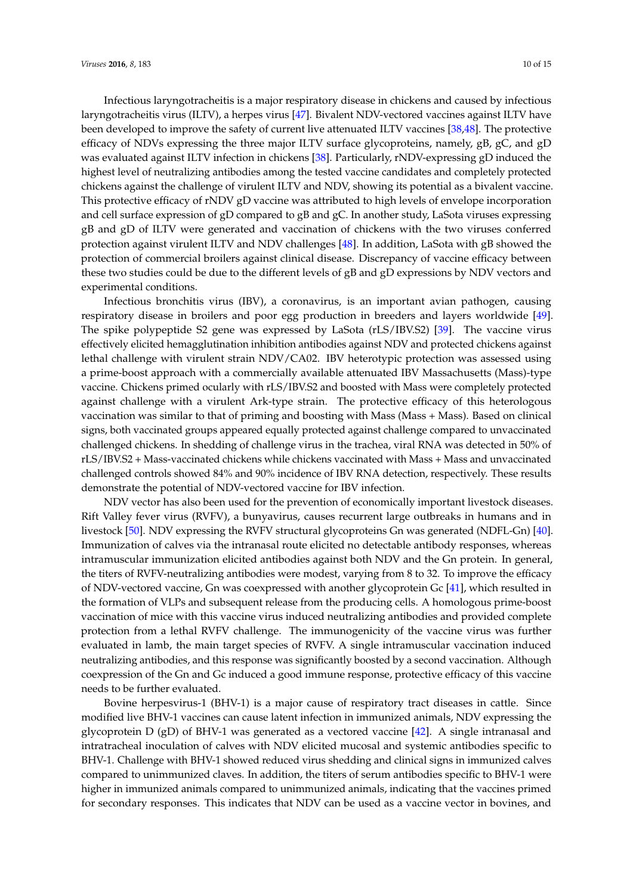Infectious laryngotracheitis is a major respiratory disease in chickens and caused by infectious laryngotracheitis virus (ILTV), a herpes virus [47]. Bivalent NDV-vectored vaccines against ILTV have been developed to improve the safety of current live attenuated ILTV vaccines [38,48]. The protective efficacy of NDVs expressing the three major ILTV surface glycoproteins, namely, gB, gC, and gD was evaluated against ILTV infection in chickens [38]. Particularly, rNDV-expressing gD induced the highest level of neutralizing antibodies among the tested vaccine candidates and completely protected chickens against the challenge of virulent ILTV and NDV, showing its potential as a bivalent vaccine. This protective efficacy of rNDV gD vaccine was attributed to high levels of envelope incorporation and cell surface expression of gD compared to gB and gC. In another study, LaSota viruses expressing gB and gD of ILTV were generated and vaccination of chickens with the two viruses conferred protection against virulent ILTV and NDV challenges [48]. In addition, LaSota with gB showed the protection of commercial broilers against clinical disease. Discrepancy of vaccine efficacy between these two studies could be due to the different levels of gB and gD expressions by NDV vectors and experimental conditions.

Infectious bronchitis virus (IBV), a coronavirus, is an important avian pathogen, causing respiratory disease in broilers and poor egg production in breeders and layers worldwide [49]. The spike polypeptide S2 gene was expressed by LaSota (rLS/IBV.S2) [39]. The vaccine virus effectively elicited hemagglutination inhibition antibodies against NDV and protected chickens against lethal challenge with virulent strain NDV/CA02. IBV heterotypic protection was assessed using a prime-boost approach with a commercially available attenuated IBV Massachusetts (Mass)-type vaccine. Chickens primed ocularly with rLS/IBV.S2 and boosted with Mass were completely protected against challenge with a virulent Ark-type strain. The protective efficacy of this heterologous vaccination was similar to that of priming and boosting with Mass (Mass + Mass). Based on clinical signs, both vaccinated groups appeared equally protected against challenge compared to unvaccinated challenged chickens. In shedding of challenge virus in the trachea, viral RNA was detected in 50% of rLS/IBV.S2 + Mass-vaccinated chickens while chickens vaccinated with Mass + Mass and unvaccinated challenged controls showed 84% and 90% incidence of IBV RNA detection, respectively. These results demonstrate the potential of NDV-vectored vaccine for IBV infection.

NDV vector has also been used for the prevention of economically important livestock diseases. Rift Valley fever virus (RVFV), a bunyavirus, causes recurrent large outbreaks in humans and in livestock [50]. NDV expressing the RVFV structural glycoproteins Gn was generated (NDFL-Gn) [40]. Immunization of calves via the intranasal route elicited no detectable antibody responses, whereas intramuscular immunization elicited antibodies against both NDV and the Gn protein. In general, the titers of RVFV-neutralizing antibodies were modest, varying from 8 to 32. To improve the efficacy of NDV-vectored vaccine, Gn was coexpressed with another glycoprotein Gc [41], which resulted in the formation of VLPs and subsequent release from the producing cells. A homologous prime-boost vaccination of mice with this vaccine virus induced neutralizing antibodies and provided complete protection from a lethal RVFV challenge. The immunogenicity of the vaccine virus was further evaluated in lamb, the main target species of RVFV. A single intramuscular vaccination induced neutralizing antibodies, and this response was significantly boosted by a second vaccination. Although coexpression of the Gn and Gc induced a good immune response, protective efficacy of this vaccine needs to be further evaluated.

Bovine herpesvirus-1 (BHV-1) is a major cause of respiratory tract diseases in cattle. Since modified live BHV-1 vaccines can cause latent infection in immunized animals, NDV expressing the glycoprotein D (gD) of BHV-1 was generated as a vectored vaccine [42]. A single intranasal and intratracheal inoculation of calves with NDV elicited mucosal and systemic antibodies specific to BHV-1. Challenge with BHV-1 showed reduced virus shedding and clinical signs in immunized calves compared to unimmunized claves. In addition, the titers of serum antibodies specific to BHV-1 were higher in immunized animals compared to unimmunized animals, indicating that the vaccines primed for secondary responses. This indicates that NDV can be used as a vaccine vector in bovines, and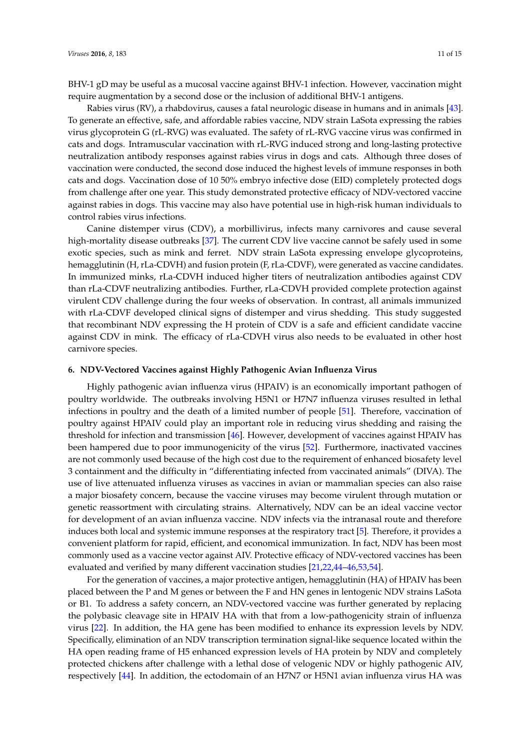BHV-1 gD may be useful as a mucosal vaccine against BHV-1 infection. However, vaccination might require augmentation by a second dose or the inclusion of additional BHV-1 antigens.

Rabies virus (RV), a rhabdovirus, causes a fatal neurologic disease in humans and in animals [43]. To generate an effective, safe, and affordable rabies vaccine, NDV strain LaSota expressing the rabies virus glycoprotein G (rL-RVG) was evaluated. The safety of rL-RVG vaccine virus was confirmed in cats and dogs. Intramuscular vaccination with rL-RVG induced strong and long-lasting protective neutralization antibody responses against rabies virus in dogs and cats. Although three doses of vaccination were conducted, the second dose induced the highest levels of immune responses in both cats and dogs. Vaccination dose of 10 50% embryo infective dose (EID) completely protected dogs from challenge after one year. This study demonstrated protective efficacy of NDV-vectored vaccine against rabies in dogs. This vaccine may also have potential use in high-risk human individuals to control rabies virus infections.

Canine distemper virus (CDV), a morbillivirus, infects many carnivores and cause several high-mortality disease outbreaks [37]. The current CDV live vaccine cannot be safely used in some exotic species, such as mink and ferret. NDV strain LaSota expressing envelope glycoproteins, hemagglutinin (H, rLa-CDVH) and fusion protein (F, rLa-CDVF), were generated as vaccine candidates. In immunized minks, rLa-CDVH induced higher titers of neutralization antibodies against CDV than rLa-CDVF neutralizing antibodies. Further, rLa-CDVH provided complete protection against virulent CDV challenge during the four weeks of observation. In contrast, all animals immunized with rLa-CDVF developed clinical signs of distemper and virus shedding. This study suggested that recombinant NDV expressing the H protein of CDV is a safe and efficient candidate vaccine against CDV in mink. The efficacy of rLa-CDVH virus also needs to be evaluated in other host carnivore species.

## 6. NDV-Vectored Vaccines against Highly Pathogenic Avian Influenza Virus

Highly pathogenic avian influenza virus (HPAIV) is an economically important pathogen of poultry worldwide. The outbreaks involving H5N1 or H7N7 influenza viruses resulted in lethal infections in poultry and the death of a limited number of people [51]. Therefore, vaccination of poultry against HPAIV could play an important role in reducing virus shedding and raising the threshold for infection and transmission [46]. However, development of vaccines against HPAIV has been hampered due to poor immunogenicity of the virus [52]. Furthermore, inactivated vaccines are not commonly used because of the high cost due to the requirement of enhanced biosafety level 3 containment and the difficulty in "differentiating infected from vaccinated animals" (DIVA). The use of live attenuated influenza viruses as vaccines in avian or mammalian species can also raise a major biosafety concern, because the vaccine viruses may become virulent through mutation or genetic reassortment with circulating strains. Alternatively, NDV can be an ideal vaccine vector for development of an avian influenza vaccine. NDV infects via the intranasal route and therefore induces both local and systemic immune responses at the respiratory tract [5]. Therefore, it provides a convenient platform for rapid, efficient, and economical immunization. In fact, NDV has been most commonly used as a vaccine vector against AIV. Protective efficacy of NDV-vectored vaccines has been evaluated and verified by many different vaccination studies [21,22,44–46,53,54].

For the generation of vaccines, a major protective antigen, hemagglutinin (HA) of HPAIV has been placed between the P and M genes or between the F and HN genes in lentogenic NDV strains LaSota or B1. To address a safety concern, an NDV-vectored vaccine was further generated by replacing the polybasic cleavage site in HPAIV HA with that from a low-pathogenicity strain of influenza virus [22]. In addition, the HA gene has been modified to enhance its expression levels by NDV. Specifically, elimination of an NDV transcription termination signal-like sequence located within the HA open reading frame of H5 enhanced expression levels of HA protein by NDV and completely protected chickens after challenge with a lethal dose of velogenic NDV or highly pathogenic AIV, respectively [44]. In addition, the ectodomain of an H7N7 or H5N1 avian influenza virus HA was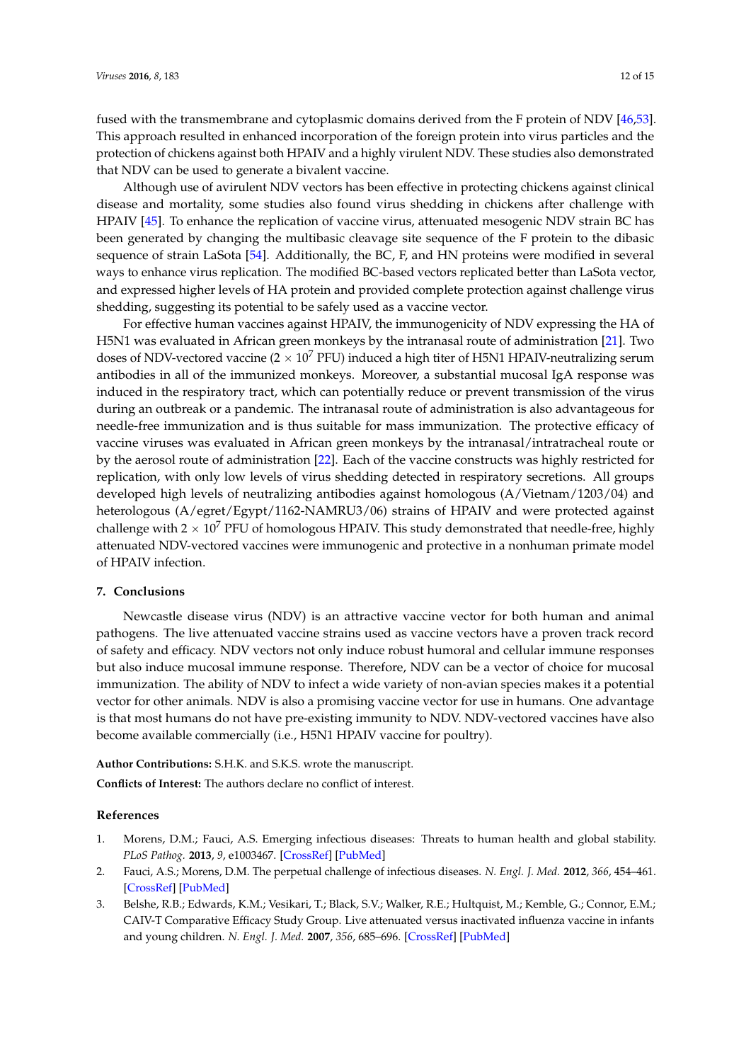fused with the transmembrane and cytoplasmic domains derived from the F protein of NDV [46,53]. This approach resulted in enhanced incorporation of the foreign protein into virus particles and the protection of chickens against both HPAIV and a highly virulent NDV. These studies also demonstrated that NDV can be used to generate a bivalent vaccine.

Although use of avirulent NDV vectors has been effective in protecting chickens against clinical disease and mortality, some studies also found virus shedding in chickens after challenge with HPAIV [45]. To enhance the replication of vaccine virus, attenuated mesogenic NDV strain BC has been generated by changing the multibasic cleavage site sequence of the F protein to the dibasic sequence of strain LaSota [54]. Additionally, the BC, F, and HN proteins were modified in several ways to enhance virus replication. The modified BC-based vectors replicated better than LaSota vector, and expressed higher levels of HA protein and provided complete protection against challenge virus shedding, suggesting its potential to be safely used as a vaccine vector.

For effective human vaccines against HPAIV, the immunogenicity of NDV expressing the HA of H5N1 was evaluated in African green monkeys by the intranasal route of administration [21]. Two doses of NDV-vectored vaccine ($2 \times 10^7$ PFU) induced a high titer of H5N1 HPAIV-neutralizing serum antibodies in all of the immunized monkeys. Moreover, a substantial mucosal IgA response was induced in the respiratory tract, which can potentially reduce or prevent transmission of the virus during an outbreak or a pandemic. The intranasal route of administration is also advantageous for needle-free immunization and is thus suitable for mass immunization. The protective efficacy of vaccine viruses was evaluated in African green monkeys by the intranasal/intratracheal route or by the aerosol route of administration [22]. Each of the vaccine constructs was highly restricted for replication, with only low levels of virus shedding detected in respiratory secretions. All groups developed high levels of neutralizing antibodies against homologous (A/Vietnam/1203/04) and heterologous (A/egret/Egypt/1162-NAMRU3/06) strains of HPAIV and were protected against challenge with $2 \times 10^7$ PFU of homologous HPAIV. This study demonstrated that needle-free, highly attenuated NDV-vectored vaccines were immunogenic and protective in a nonhuman primate model of HPAIV infection.

## 7. Conclusions

Newcastle disease virus (NDV) is an attractive vaccine vector for both human and animal pathogens. The live attenuated vaccine strains used as vaccine vectors have a proven track record of safety and efficacy. NDV vectors not only induce robust humoral and cellular immune responses but also induce mucosal immune response. Therefore, NDV can be a vector of choice for mucosal immunization. The ability of NDV to infect a wide variety of non-avian species makes it a potential vector for other animals. NDV is also a promising vaccine vector for use in humans. One advantage is that most humans do not have pre-existing immunity to NDV. NDV-vectored vaccines have also become available commercially (i.e., H5N1 HPAIV vaccine for poultry).

**Author Contributions:** S.H.K. and S.K.S. wrote the manuscript.

**Conflicts of Interest:** The authors declare no conflict of interest.

## References

1. Morens, D.M.; Fauci, A.S. Emerging infectious diseases: Threats to human health and global stability. *PLoS Pathog.* **2013**, *9*, e1003467. [CrossRef] [PubMed]
2. Fauci, A.S.; Morens, D.M. The perpetual challenge of infectious diseases. *N. Engl. J. Med.* **2012**, *366*, 454–461. [CrossRef] [PubMed]
3. Belshe, R.B.; Edwards, K.M.; Vesikari, T.; Black, S.V.; Walker, R.E.; Hultquist, M.; Kemble, G.; Connor, E.M.; CAIV-T Comparative Efficacy Study Group. Live attenuated versus inactivated influenza vaccine in infants and young children. *N. Engl. J. Med.* **2007**, *356*, 685–696. [CrossRef] [PubMed]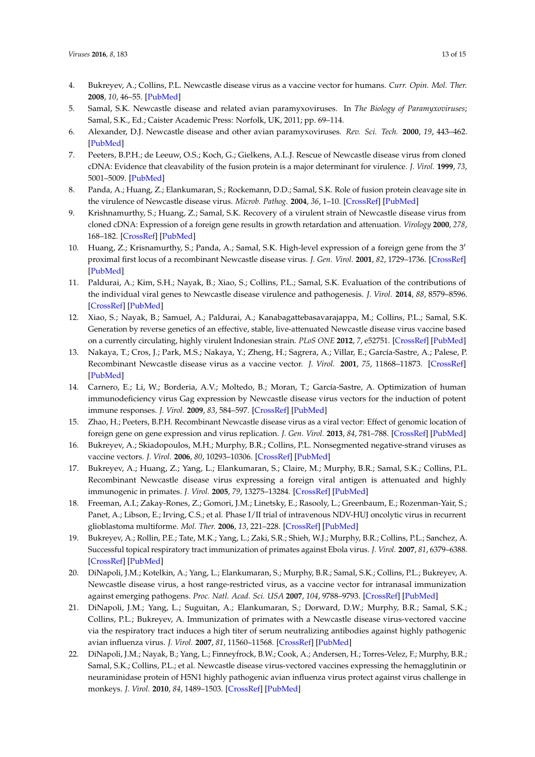4. Bukreyev, A.; Collins, P.L. Newcastle disease virus as a vaccine vector for humans. *Curr. Opin. Mol. Ther.* **2008**, *10*, 46–55. [PubMed]
5. Samal, S.K. Newcastle disease and related avian paramyxoviruses. In *The Biology of Paramyxoviruses*; Samal, S.K., Ed.; Caister Academic Press: Norfolk, UK, 2011; pp. 69–114.
6. Alexander, D.J. Newcastle disease and other avian paramyxoviruses. *Rev. Sci. Tech.* **2000**, *19*, 443–462. [PubMed]
7. Peeters, B.P.H.; de Leeuw, O.S.; Koch, G.; Gielkens, A.L.J. Rescue of Newcastle disease virus from cloned cDNA: Evidence that cleavability of the fusion protein is a major determinant for virulence. *J. Virol.* **1999**, *73*, 5001–5009. [PubMed]
8. Panda, A.; Huang, Z.; Elankumaran, S.; Rockemann, D.D.; Samal, S.K. Role of fusion protein cleavage site in the virulence of Newcastle disease virus. *Microb. Pathog.* **2004**, *36*, 1–10. [CrossRef] [PubMed]
9. Krishnamurthy, S.; Huang, Z.; Samal, S.K. Recovery of a virulent strain of Newcastle disease virus from cloned cDNA: Expression of a foreign gene results in growth retardation and attenuation. *Virology* **2000**, *278*, 168–182. [CrossRef] [PubMed]
10. Huang, Z.; Krisnamurthy, S.; Panda, A.; Samal, S.K. High-level expression of a foreign gene from the 3′ proximal first locus of a recombinant Newcastle disease virus. *J. Gen. Virol.* **2001**, *82*, 1729–1736. [CrossRef] [PubMed]
11. Paldurai, A.; Kim, S.H.; Nayak, B.; Xiao, S.; Collins, P.L.; Samal, S.K. Evaluation of the contributions of the individual viral genes to Newcastle disease virulence and pathogenesis. *J. Virol.* **2014**, *88*, 8579–8596. [CrossRef] [PubMed]
12. Xiao, S.; Nayak, B.; Samuel, A.; Paldurai, A.; Kanabagattebasavarajappa, M.; Collins, P.L.; Samal, S.K. Generation by reverse genetics of an effective, stable, live-attenuated Newcastle disease virus vaccine based on a currently circulating, highly virulent Indonesian strain. *PLoS ONE* **2012**, *7*, e52751. [CrossRef] [PubMed]
13. Nakaya, T.; Cros, J.; Park, M.S.; Nakaya, Y.; Zheng, H.; Sagrera, A.; Villar, E.; García-Sastre, A.; Palese, P. Recombinant Newcastle disease virus as a vaccine vector. *J. Virol.* **2001**, *75*, 11868–11873. [CrossRef] [PubMed]
14. Carnero, E.; Li, W.; Borderia, A.V.; Moltedo, B.; Moran, T.; García-Sastre, A. Optimization of human immunodeficiency virus Gag expression by Newcastle disease virus vectors for the induction of potent immune responses. *J. Virol.* **2009**, *83*, 584–597. [CrossRef] [PubMed]
15. Zhao, H.; Peeters, B.P.H. Recombinant Newcastle disease virus as a viral vector: Effect of genomic location of foreign gene on gene expression and virus replication. *J. Gen. Virol.* **2013**, *84*, 781–788. [CrossRef] [PubMed]
16. Bukreyev, A.; Skiadopoulos, M.H.; Murphy, B.R.; Collins, P.L. Nonsegmented negative-strand viruses as vaccine vectors. *J. Virol.* **2006**, *80*, 10293–10306. [CrossRef] [PubMed]
17. Bukreyev, A.; Huang, Z.; Yang, L.; Elankumaran, S.; Claire, M.; Murphy, B.R.; Samal, S.K.; Collins, P.L. Recombinant Newcastle disease virus expressing a foreign viral antigen is attenuated and highly immunogenic in primates. *J. Virol.* **2005**, *79*, 13275–13284. [CrossRef] [PubMed]
18. Freeman, A.I.; Zakay-Rones, Z.; Gomori, J.M.; Linetsky, E.; Rasooly, L.; Greenbaum, E.; Rozenman-Yair, S.; Panet, A.; Libson, E.; Irving, C.S.; et al. Phase I/II trial of intravenous NDV-HUJ oncolytic virus in recurrent glioblastoma multiforme. *Mol. Ther.* **2006**, *13*, 221–228. [CrossRef] [PubMed]
19. Bukreyev, A.; Rollin, P.E.; Tate, M.K.; Yang, L.; Zaki, S.R.; Shieh, W.J.; Murphy, B.R.; Collins, P.L.; Sanchez, A. Successful topical respiratory tract immunization of primates against Ebola virus. *J. Virol.* **2007**, *81*, 6379–6388. [CrossRef] [PubMed]
20. DiNapoli, J.M.; Kotelkin, A.; Yang, L.; Elankumaran, S.; Murphy, B.R.; Samal, S.K.; Collins, P.L.; Bukreyev, A. Newcastle disease virus, a host range-restricted virus, as a vaccine vector for intranasal immunization against emerging pathogens. *Proc. Natl. Acad. Sci. USA* **2007**, *104*, 9788–9793. [CrossRef] [PubMed]
21. DiNapoli, J.M.; Yang, L.; Suguitan, A.; Elankumaran, S.; Dorward, D.W.; Murphy, B.R.; Samal, S.K.; Collins, P.L.; Bukreyev, A. Immunization of primates with a Newcastle disease virus-vectored vaccine via the respiratory tract induces a high titer of serum neutralizing antibodies against highly pathogenic avian influenza virus. *J. Virol.* **2007**, *81*, 11560–11568. [CrossRef] [PubMed]
22. DiNapoli, J.M.; Nayak, B.; Yang, L.; Finneyfrock, B.W.; Cook, A.; Andersen, H.; Torres-Velez, F.; Murphy, B.R.; Samal, S.K.; Collins, P.L.; et al. Newcastle disease virus-vectored vaccines expressing the hemagglutinin or neuraminidase protein of H5N1 highly pathogenic avian influenza virus protect against virus challenge in monkeys. *J. Virol.* **2010**, *84*, 1489–1503. [CrossRef] [PubMed]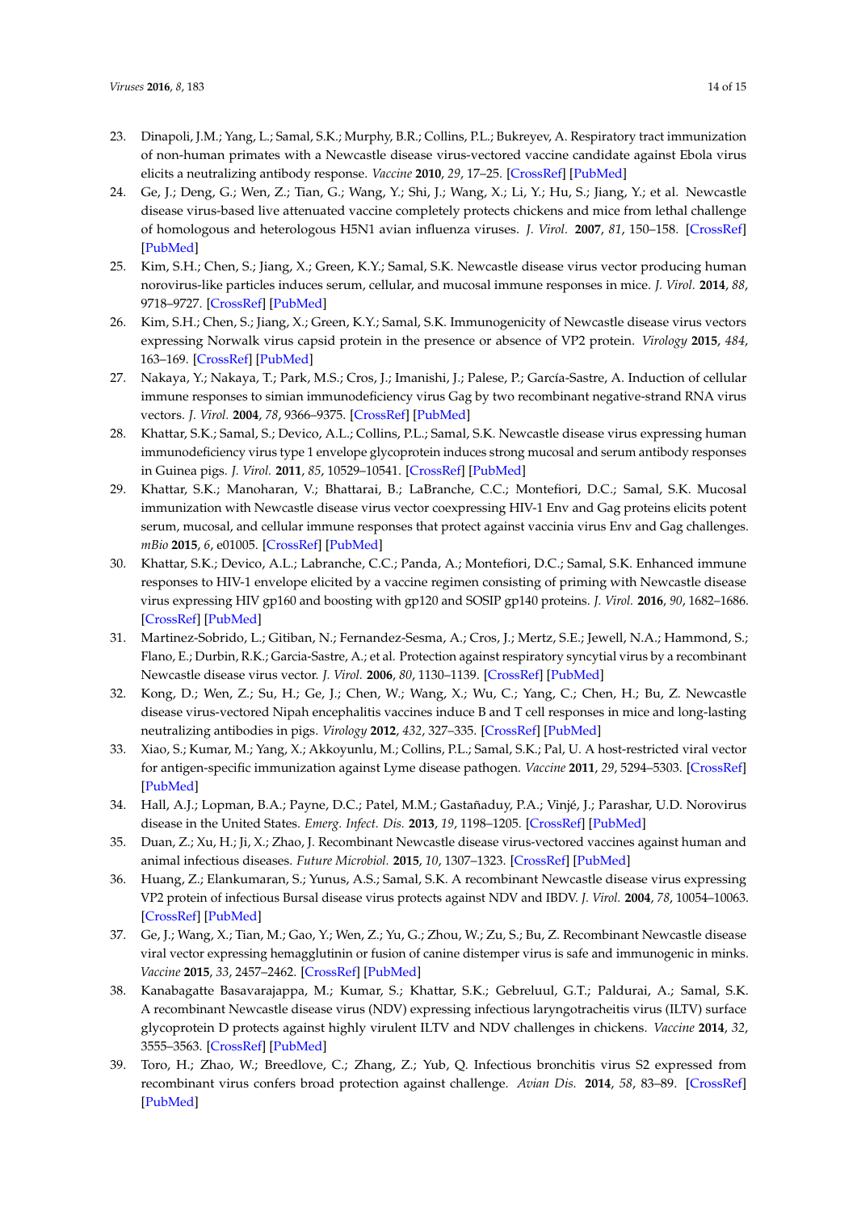23. Dinapoli, J.M.; Yang, L.; Samal, S.K.; Murphy, B.R.; Collins, P.L.; Bukreyev, A. Respiratory tract immunization of non-human primates with a Newcastle disease virus-vectored vaccine candidate against Ebola virus elicits a neutralizing antibody response. *Vaccine* **2010**, *29*, 17–25. [CrossRef] [PubMed]
24. Ge, J.; Deng, G.; Wen, Z.; Tian, G.; Wang, Y.; Shi, J.; Wang, X.; Li, Y.; Hu, S.; Jiang, Y.; et al. Newcastle disease virus-based live attenuated vaccine completely protects chickens and mice from lethal challenge of homologous and heterologous H5N1 avian influenza viruses. *J. Virol.* **2007**, *81*, 150–158. [CrossRef] [PubMed]
25. Kim, S.H.; Chen, S.; Jiang, X.; Green, K.Y.; Samal, S.K. Newcastle disease virus vector producing human norovirus-like particles induces serum, cellular, and mucosal immune responses in mice. *J. Virol.* **2014**, *88*, 9718–9727. [CrossRef] [PubMed]
26. Kim, S.H.; Chen, S.; Jiang, X.; Green, K.Y.; Samal, S.K. Immunogenicity of Newcastle disease virus vectors expressing Norwalk virus capsid protein in the presence or absence of VP2 protein. *Virology* **2015**, *484*, 163–169. [CrossRef] [PubMed]
27. Nakaya, Y.; Nakaya, T.; Park, M.S.; Cros, J.; Imanishi, J.; Palese, P.; García-Sastre, A. Induction of cellular immune responses to simian immunodeficiency virus Gag by two recombinant negative-strand RNA virus vectors. *J. Virol.* **2004**, *78*, 9366–9375. [CrossRef] [PubMed]
28. Khattar, S.K.; Samal, S.; Devico, A.L.; Collins, P.L.; Samal, S.K. Newcastle disease virus expressing human immunodeficiency virus type 1 envelope glycoprotein induces strong mucosal and serum antibody responses in Guinea pigs. *J. Virol.* **2011**, *85*, 10529–10541. [CrossRef] [PubMed]
29. Khattar, S.K.; Manoharan, V.; Bhattarai, B.; LaBranche, C.C.; Montefiori, D.C.; Samal, S.K. Mucosal immunization with Newcastle disease virus vector coexpressing HIV-1 Env and Gag proteins elicits potent serum, mucosal, and cellular immune responses that protect against vaccinia virus Env and Gag challenges. *mBio* **2015**, *6*, e01005. [CrossRef] [PubMed]
30. Khattar, S.K.; Devico, A.L.; Labranche, C.C.; Panda, A.; Montefiori, D.C.; Samal, S.K. Enhanced immune responses to HIV-1 envelope elicited by a vaccine regimen consisting of priming with Newcastle disease virus expressing HIV gp160 and boosting with gp120 and SOSIP gp140 proteins. *J. Virol.* **2016**, *90*, 1682–1686. [CrossRef] [PubMed]
31. Martinez-Sobrido, L.; Gitiban, N.; Fernandez-Sesma, A.; Cros, J.; Mertz, S.E.; Jewell, N.A.; Hammond, S.; Flano, E.; Durbin, R.K.; Garcia-Sastre, A.; et al. Protection against respiratory syncytial virus by a recombinant Newcastle disease virus vector. *J. Virol.* **2006**, *80*, 1130–1139. [CrossRef] [PubMed]
32. Kong, D.; Wen, Z.; Su, H.; Ge, J.; Chen, W.; Wang, X.; Wu, C.; Yang, C.; Chen, H.; Bu, Z. Newcastle disease virus-vectored Nipah encephalitis vaccines induce B and T cell responses in mice and long-lasting neutralizing antibodies in pigs. *Virology* **2012**, *432*, 327–335. [CrossRef] [PubMed]
33. Xiao, S.; Kumar, M.; Yang, X.; Akkoyunlu, M.; Collins, P.L.; Samal, S.K.; Pal, U. A host-restricted viral vector for antigen-specific immunization against Lyme disease pathogen. *Vaccine* **2011**, *29*, 5294–5303. [CrossRef] [PubMed]
34. Hall, A.J.; Lopman, B.A.; Payne, D.C.; Patel, M.M.; Gastañaduy, P.A.; Vinjé, J.; Parashar, U.D. Norovirus disease in the United States. *Emerg. Infect. Dis.* **2013**, *19*, 1198–1205. [CrossRef] [PubMed]
35. Duan, Z.; Xu, H.; Ji, X.; Zhao, J. Recombinant Newcastle disease virus-vectored vaccines against human and animal infectious diseases. *Future Microbiol.* **2015**, *10*, 1307–1323. [CrossRef] [PubMed]
36. Huang, Z.; Elankumaran, S.; Yunus, A.S.; Samal, S.K. A recombinant Newcastle disease virus expressing VP2 protein of infectious Bursal disease virus protects against NDV and IBDV. *J. Virol.* **2004**, *78*, 10054–10063. [CrossRef] [PubMed]
37. Ge, J.; Wang, X.; Tian, M.; Gao, Y.; Wen, Z.; Yu, G.; Zhou, W.; Zu, S.; Bu, Z. Recombinant Newcastle disease viral vector expressing hemagglutinin or fusion of canine distemper virus is safe and immunogenic in minks. *Vaccine* **2015**, *33*, 2457–2462. [CrossRef] [PubMed]
38. Kanabagatte Basavarajappa, M.; Kumar, S.; Khattar, S.K.; Gebreluul, G.T.; Paldurai, A.; Samal, S.K. A recombinant Newcastle disease virus (NDV) expressing infectious laryngotracheitis virus (ILTV) surface glycoprotein D protects against highly virulent ILTV and NDV challenges in chickens. *Vaccine* **2014**, *32*, 3555–3563. [CrossRef] [PubMed]
39. Toro, H.; Zhao, W.; Breedlove, C.; Zhang, Z.; Yub, Q. Infectious bronchitis virus S2 expressed from recombinant virus confers broad protection against challenge. *Avian Dis.* **2014**, *58*, 83–89. [CrossRef] [PubMed]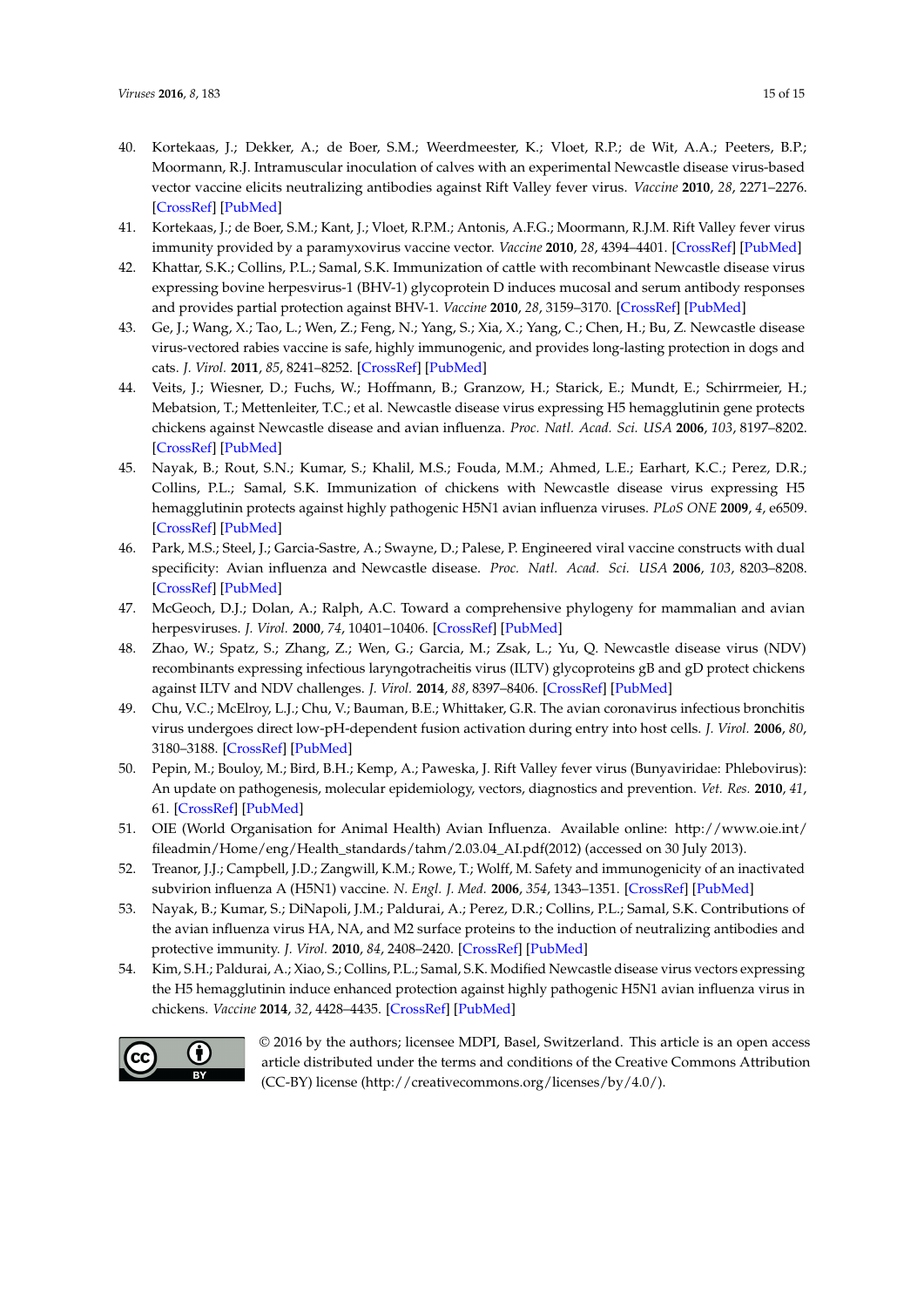40. Kortekaas, J.; Dekker, A.; de Boer, S.M.; Weerdmeester, K.; Vloet, R.P.; de Wit, A.A.; Peeters, B.P.; Moormann, R.J. Intramuscular inoculation of calves with an experimental Newcastle disease virus-based vector vaccine elicits neutralizing antibodies against Rift Valley fever virus. *Vaccine* **2010**, *28*, 2271–2276. [CrossRef] [PubMed]
41. Kortekaas, J.; de Boer, S.M.; Kant, J.; Vloet, R.P.M.; Antonis, A.F.G.; Moormann, R.J.M. Rift Valley fever virus immunity provided by a paramyxovirus vaccine vector. *Vaccine* **2010**, *28*, 4394–4401. [CrossRef] [PubMed]
42. Khattar, S.K.; Collins, P.L.; Samal, S.K. Immunization of cattle with recombinant Newcastle disease virus expressing bovine herpesvirus-1 (BHV-1) glycoprotein D induces mucosal and serum antibody responses and provides partial protection against BHV-1. *Vaccine* **2010**, *28*, 3159–3170. [CrossRef] [PubMed]
43. Ge, J.; Wang, X.; Tao, L.; Wen, Z.; Feng, N.; Yang, S.; Xia, X.; Yang, C.; Chen, H.; Bu, Z. Newcastle disease virus-vectored rabies vaccine is safe, highly immunogenic, and provides long-lasting protection in dogs and cats. *J. Virol.* **2011**, *85*, 8241–8252. [CrossRef] [PubMed]
44. Veits, J.; Wiesner, D.; Fuchs, W.; Hoffmann, B.; Granzow, H.; Starick, E.; Mundt, E.; Schirrmeier, H.; Mebatsion, T.; Mettenleiter, T.C.; et al. Newcastle disease virus expressing H5 hemagglutinin gene protects chickens against Newcastle disease and avian influenza. *Proc. Natl. Acad. Sci. USA* **2006**, *103*, 8197–8202. [CrossRef] [PubMed]
45. Nayak, B.; Rout, S.N.; Kumar, S.; Khalil, M.S.; Fouda, M.M.; Ahmed, L.E.; Earhart, K.C.; Perez, D.R.; Collins, P.L.; Samal, S.K. Immunization of chickens with Newcastle disease virus expressing H5 hemagglutinin protects against highly pathogenic H5N1 avian influenza viruses. *PLoS ONE* **2009**, *4*, e6509. [CrossRef] [PubMed]
46. Park, M.S.; Steel, J.; Garcia-Sastre, A.; Swayne, D.; Palese, P. Engineered viral vaccine constructs with dual specificity: Avian influenza and Newcastle disease. *Proc. Natl. Acad. Sci. USA* **2006**, *103*, 8203–8208. [CrossRef] [PubMed]
47. McGeoch, D.J.; Dolan, A.; Ralph, A.C. Toward a comprehensive phylogeny for mammalian and avian herpesviruses. *J. Virol.* **2000**, *74*, 10401–10406. [CrossRef] [PubMed]
48. Zhao, W.; Spatz, S.; Zhang, Z.; Wen, G.; Garcia, M.; Zsak, L.; Yu, Q. Newcastle disease virus (NDV) recombinants expressing infectious laryngotracheitis virus (ILTV) glycoproteins gB and gD protect chickens against ILTV and NDV challenges. *J. Virol.* **2014**, *88*, 8397–8406. [CrossRef] [PubMed]
49. Chu, V.C.; McElroy, L.J.; Chu, V.; Bauman, B.E.; Whittaker, G.R. The avian coronavirus infectious bronchitis virus undergoes direct low-pH-dependent fusion activation during entry into host cells. *J. Virol.* **2006**, *80*, 3180–3188. [CrossRef] [PubMed]
50. Pepin, M.; Bouloy, M.; Bird, B.H.; Kemp, A.; Paweska, J. Rift Valley fever virus (Bunyaviridae: Phlebovirus): An update on pathogenesis, molecular epidemiology, vectors, diagnostics and prevention. *Vet. Res.* **2010**, *41*, 61. [CrossRef] [PubMed]
51. OIE (World Organisation for Animal Health) Avian Influenza. Available online: http://www.oie.int/fileadmin/Home/eng/Health_standards/tahm/2.03.04_AI.pdf(2012) (accessed on 30 July 2013).
52. Treanor, J.J.; Campbell, J.D.; Zangwill, K.M.; Rowe, T.; Wolff, M. Safety and immunogenicity of an inactivated subvirion influenza A (H5N1) vaccine. *N. Engl. J. Med.* **2006**, *354*, 1343–1351. [CrossRef] [PubMed]
53. Nayak, B.; Kumar, S.; DiNapoli, J.M.; Paldurai, A.; Perez, D.R.; Collins, P.L.; Samal, S.K. Contributions of the avian influenza virus HA, NA, and M2 surface proteins to the induction of neutralizing antibodies and protective immunity. *J. Virol.* **2010**, *84*, 2408–2420. [CrossRef] [PubMed]
54. Kim, S.H.; Paldurai, A.; Xiao, S.; Collins, P.L.; Samal, S.K. Modified Newcastle disease virus vectors expressing the H5 hemagglutinin induce enhanced protection against highly pathogenic H5N1 avian influenza virus in chickens. *Vaccine* **2014**, *32*, 4428–4435. [CrossRef] [PubMed]

© 2016 by the authors; licensee MDPI, Basel, Switzerland. This article is an open access article distributed under the terms and conditions of the Creative Commons Attribution (CC-BY) license (http://creativecommons.org/licenses/by/4.0/).